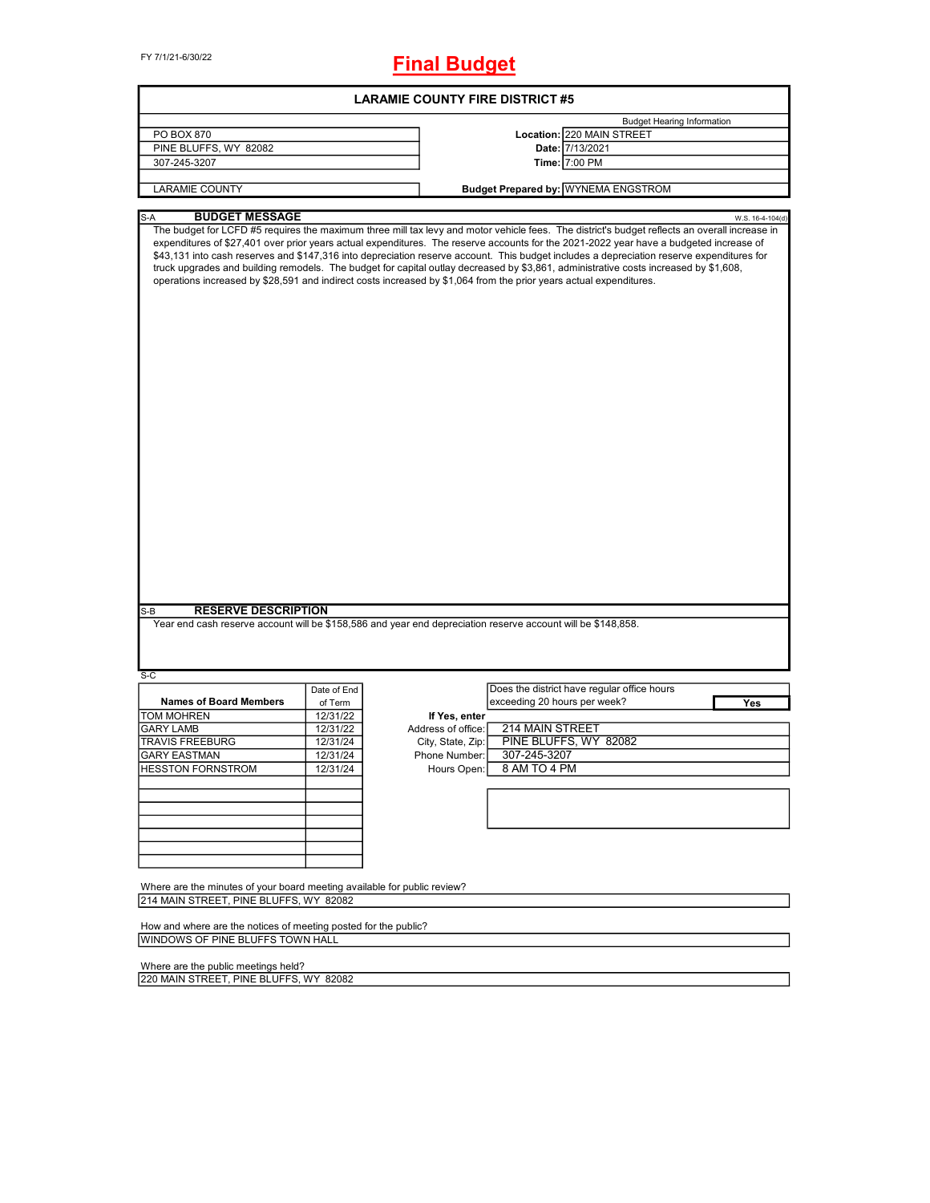FY 7/1/21-6/30/22

# Final Budget

## LARAMIE COUNTY FIRE DISTRICT #5

| | | Budget Hearing Information |
|---|---|---|
| PO BOX 870 | Location: | 220 MAIN STREET |
| PINE BLUFFS, WY 82082 | Date: | 7/13/2021 |
| 307-245-3207 | Time: | 7:00 PM |
| LARAMIE COUNTY | Budget Prepared by: | WYNEMA ENGSTROM |

S-A **BUDGET MESSAGE** W.S. 16-4-104(d)

The budget for LCFD #5 requires the maximum three mill tax levy and motor vehicle fees. The district's budget reflects an overall increase in expenditures of $27,401 over prior years actual expenditures. The reserve accounts for the 2021-2022 year have a budgeted increase of $43,131 into cash reserves and $147,316 into depreciation reserve account. This budget includes a depreciation reserve expenditures for truck upgrades and building remodels. The budget for capital outlay decreased by $3,861, administrative costs increased by $1,608, operations increased by $28,591 and indirect costs increased by $1,064 from the prior years actual expenditures.

S-B **RESERVE DESCRIPTION**

Year end cash reserve account will be $158,586 and year end depreciation reserve account will be $148,858.

S-C

| Names of Board Members | Date of End of Term |
|---|---|
| TOM MOHREN | 12/31/22 |
| GARY LAMB | 12/31/22 |
| TRAVIS FREEBURG | 12/31/24 |
| GARY EASTMAN | 12/31/24 |
| HESSTON FORNSTROM | 12/31/24 |

Does the district have regular office hours exceeding 20 hours per week? **Yes**

**If Yes, enter**

| | |
|---|---|
| Address of office: | 214 MAIN STREET |
| City, State, Zip: | PINE BLUFFS, WY 82082 |
| Phone Number: | 307-245-3207 |
| Hours Open: | 8 AM TO 4 PM |

Where are the minutes of your board meeting available for public review?

214 MAIN STREET, PINE BLUFFS, WY 82082

How and where are the notices of meeting posted for the public?

WINDOWS OF PINE BLUFFS TOWN HALL

Where are the public meetings held?

220 MAIN STREET, PINE BLUFFS, WY 82082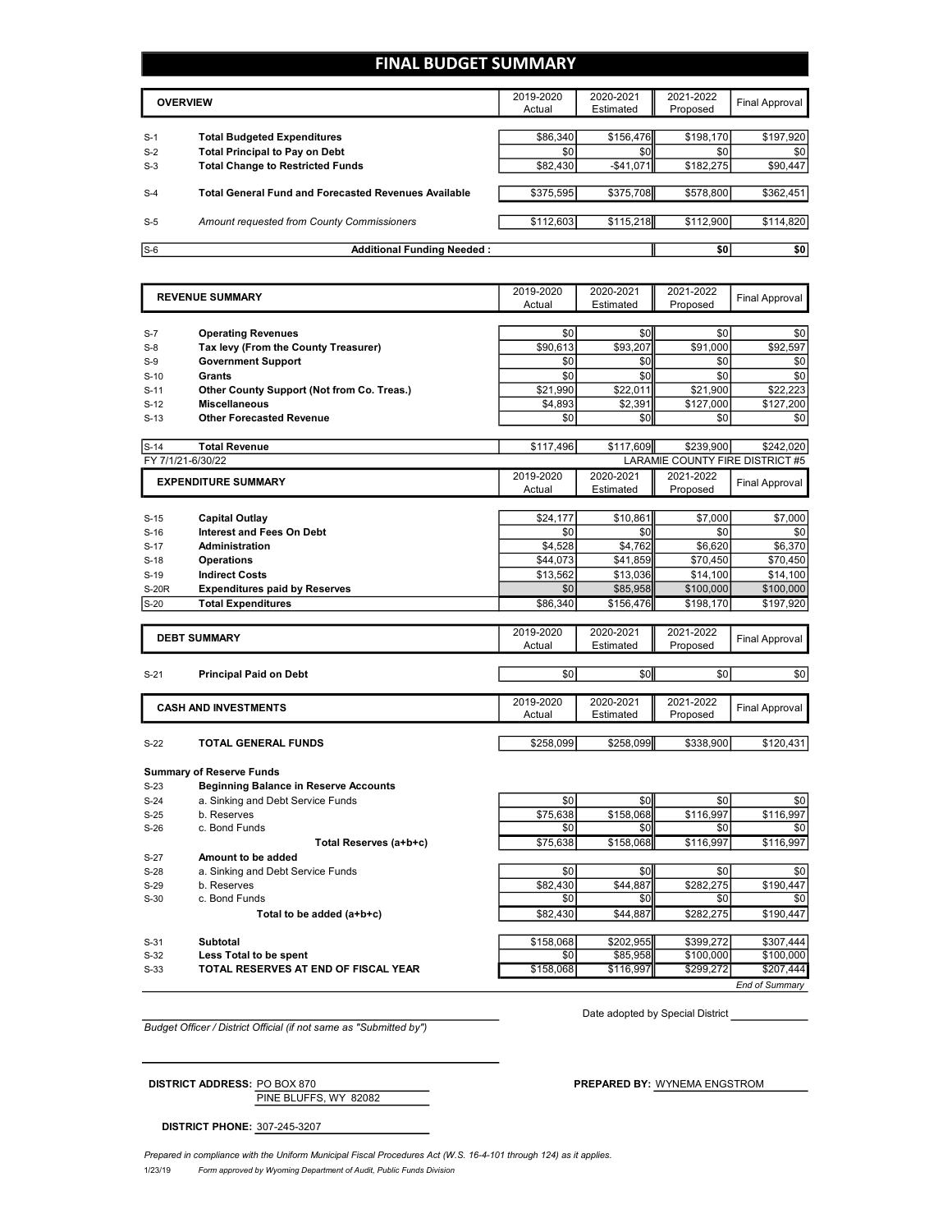# FINAL BUDGET SUMMARY

| | OVERVIEW | 2019-2020 Actual | 2020-2021 Estimated | 2021-2022 Proposed | Final Approval |
|---|---|---|---|---|---|
| S-1 | **Total Budgeted Expenditures** | $86,340 | $156,476 | $198,170 | $197,920 |
| S-2 | **Total Principal to Pay on Debt** | $0 | $0 | $0 | $0 |
| S-3 | **Total Change to Restricted Funds** | $82,430 | -$41,071 | $182,275 | $90,447 |
| S-4 | **Total General Fund and Forecasted Revenues Available** | $375,595 | $375,708 | $578,800 | $362,451 |
| S-5 | *Amount requested from County Commissioners* | $112,603 | $115,218 | $112,900 | $114,820 |
| S-6 | **Additional Funding Needed :** | | | $0 | $0 |

| | REVENUE SUMMARY | 2019-2020 Actual | 2020-2021 Estimated | 2021-2022 Proposed | Final Approval |
|---|---|---|---|---|---|
| S-7 | **Operating Revenues** | $0 | $0 | $0 | $0 |
| S-8 | **Tax levy (From the County Treasurer)** | $90,613 | $93,207 | $91,000 | $92,597 |
| S-9 | **Government Support** | $0 | $0 | $0 | $0 |
| S-10 | **Grants** | $0 | $0 | $0 | $0 |
| S-11 | **Other County Support (Not from Co. Treas.)** | $21,990 | $22,011 | $21,900 | $22,223 |
| S-12 | **Miscellaneous** | $4,893 | $2,391 | $127,000 | $127,200 |
| S-13 | **Other Forecasted Revenue** | $0 | $0 | $0 | $0 |
| S-14 | **Total Revenue** | $117,496 | $117,609 | $239,900 | $242,020 |

FY 7/1/21-6/30/22 LARAMIE COUNTY FIRE DISTRICT #5

| | EXPENDITURE SUMMARY | 2019-2020 Actual | 2020-2021 Estimated | 2021-2022 Proposed | Final Approval |
|---|---|---|---|---|---|
| S-15 | **Capital Outlay** | $24,177 | $10,861 | $7,000 | $7,000 |
| S-16 | **Interest and Fees On Debt** | $0 | $0 | $0 | $0 |
| S-17 | **Administration** | $4,528 | $4,762 | $6,620 | $6,370 |
| S-18 | **Operations** | $44,073 | $41,859 | $70,450 | $70,450 |
| S-19 | **Indirect Costs** | $13,562 | $13,036 | $14,100 | $14,100 |
| S-20R | **Expenditures paid by Reserves** | $0 | $85,958 | $100,000 | $100,000 |
| S-20 | **Total Expenditures** | $86,340 | $156,476 | $198,170 | $197,920 |

| | DEBT SUMMARY | 2019-2020 Actual | 2020-2021 Estimated | 2021-2022 Proposed | Final Approval |
|---|---|---|---|---|---|
| S-21 | **Principal Paid on Debt** | $0 | $0 | $0 | $0 |

| | CASH AND INVESTMENTS | 2019-2020 Actual | 2020-2021 Estimated | 2021-2022 Proposed | Final Approval |
|---|---|---|---|---|---|
| S-22 | **TOTAL GENERAL FUNDS** | $258,099 | $258,099 | $338,900 | $120,431 |
| | **Summary of Reserve Funds** | | | | |
| S-23 | **Beginning Balance in Reserve Accounts** | | | | |
| S-24 | a. Sinking and Debt Service Funds | $0 | $0 | $0 | $0 |
| S-25 | b. Reserves | $75,638 | $158,068 | $116,997 | $116,997 |
| S-26 | c. Bond Funds | $0 | $0 | $0 | $0 |
| | **Total Reserves (a+b+c)** | $75,638 | $158,068 | $116,997 | $116,997 |
| S-27 | **Amount to be added** | | | | |
| S-28 | a. Sinking and Debt Service Funds | $0 | $0 | $0 | $0 |
| S-29 | b. Reserves | $82,430 | $44,887 | $282,275 | $190,447 |
| S-30 | c. Bond Funds | $0 | $0 | $0 | $0 |
| | **Total to be added (a+b+c)** | $82,430 | $44,887 | $282,275 | $190,447 |
| S-31 | **Subtotal** | $158,068 | $202,955 | $399,272 | $307,444 |
| S-32 | **Less Total to be spent** | $0 | $85,958 | $100,000 | $100,000 |
| S-33 | **TOTAL RESERVES AT END OF FISCAL YEAR** | $158,068 | $116,997 | $299,272 | $207,444 |

*End of Summary*

Date adopted by Special District ____________

*Budget Officer / District Official (if not same as "Submitted by")*

**DISTRICT ADDRESS:** PO BOX 870
PINE BLUFFS, WY 82082

**PREPARED BY:** WYNEMA ENGSTROM

**DISTRICT PHONE:** 307-245-3207

*Prepared in compliance with the Uniform Municipal Fiscal Procedures Act (W.S. 16-4-101 through 124) as it applies.*

1/23/19 *Form approved by Wyoming Department of Audit, Public Funds Division*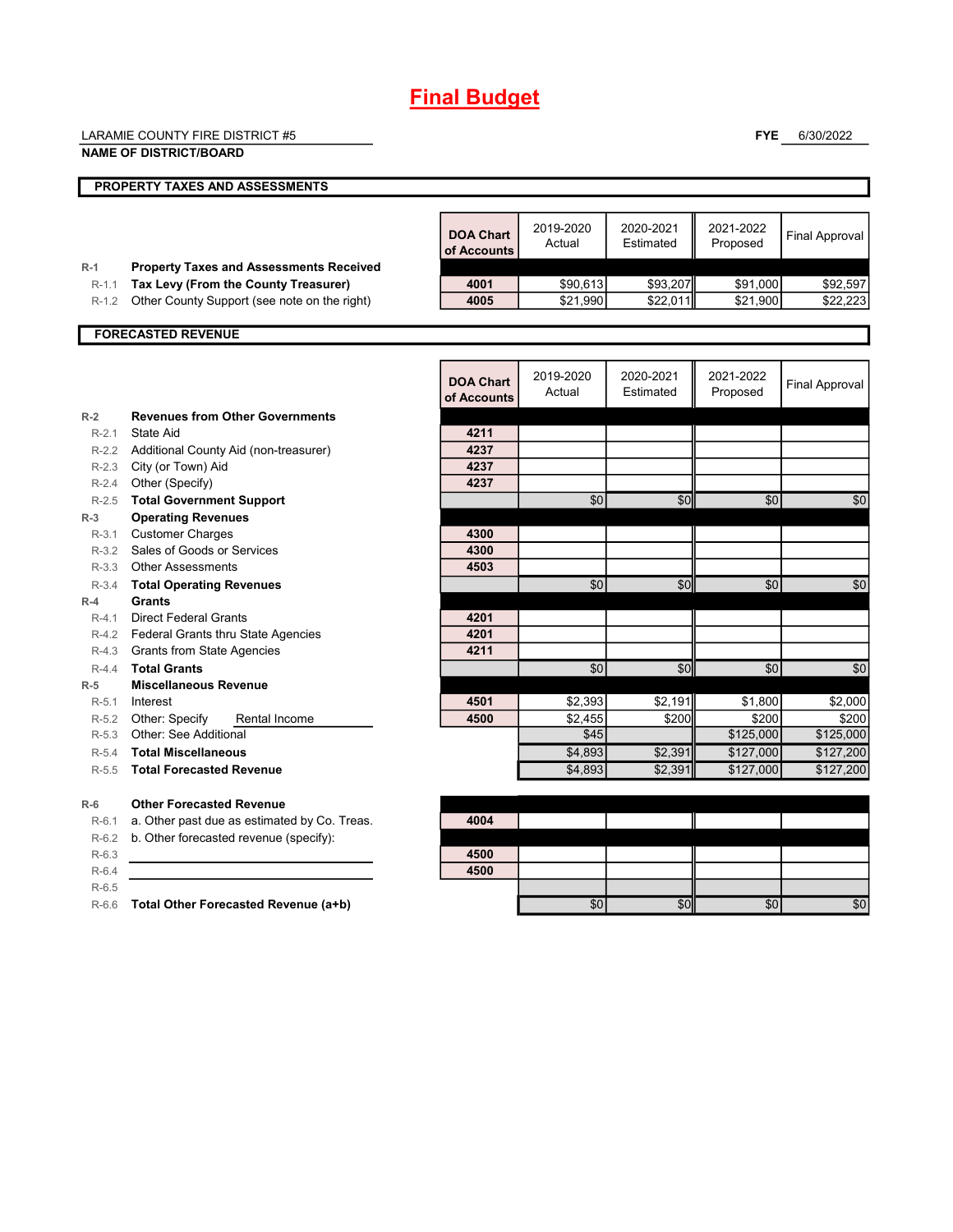# Final Budget

LARAMIE COUNTY FIRE DISTRICT #5
**NAME OF DISTRICT/BOARD**

**FYE** 6/30/2022

## PROPERTY TAXES AND ASSESSMENTS

| | | DOA Chart of Accounts | 2019-2020 Actual | 2020-2021 Estimated | 2021-2022 Proposed | Final Approval |
|---|---|---|---|---|---|---|
| R-1 | **Property Taxes and Assessments Received** | | | | | |
| R-1.1 | **Tax Levy (From the County Treasurer)** | 4001 | $90,613 | $93,207 | $91,000 | $92,597 |
| R-1.2 | Other County Support (see note on the right) | 4005 | $21,990 | $22,011 | $21,900 | $22,223 |

## FORECASTED REVENUE

| | | DOA Chart of Accounts | 2019-2020 Actual | 2020-2021 Estimated | 2021-2022 Proposed | Final Approval |
|---|---|---|---|---|---|---|
| R-2 | **Revenues from Other Governments** | | | | | |
| R-2.1 | State Aid | 4211 | | | | |
| R-2.2 | Additional County Aid (non-treasurer) | 4237 | | | | |
| R-2.3 | City (or Town) Aid | 4237 | | | | |
| R-2.4 | Other (Specify) | 4237 | | | | |
| R-2.5 | **Total Government Support** | | $0 | $0 | $0 | $0 |
| R-3 | **Operating Revenues** | | | | | |
| R-3.1 | Customer Charges | 4300 | | | | |
| R-3.2 | Sales of Goods or Services | 4300 | | | | |
| R-3.3 | Other Assessments | 4503 | | | | |
| R-3.4 | **Total Operating Revenues** | | $0 | $0 | $0 | $0 |
| R-4 | **Grants** | | | | | |
| R-4.1 | Direct Federal Grants | 4201 | | | | |
| R-4.2 | Federal Grants thru State Agencies | 4201 | | | | |
| R-4.3 | Grants from State Agencies | 4211 | | | | |
| R-4.4 | **Total Grants** | | $0 | $0 | $0 | $0 |
| R-5 | **Miscellaneous Revenue** | | | | | |
| R-5.1 | Interest | 4501 | $2,393 | $2,191 | $1,800 | $2,000 |
| R-5.2 | Other: Specify Rental Income | 4500 | $2,455 | $200 | $200 | $200 |
| R-5.3 | Other: See Additional | | $45 | | $125,000 | $125,000 |
| R-5.4 | **Total Miscellaneous** | | $4,893 | $2,391 | $127,000 | $127,200 |
| R-5.5 | **Total Forecasted Revenue** | | $4,893 | $2,391 | $127,000 | $127,200 |
| R-6 | **Other Forecasted Revenue** | | | | | |
| R-6.1 | a. Other past due as estimated by Co. Treas. | 4004 | | | | |
| R-6.2 | b. Other forecasted revenue (specify): | | | | | |
| R-6.3 | | 4500 | | | | |
| R-6.4 | | 4500 | | | | |
| R-6.5 | | | | | | |
| R-6.6 | **Total Other Forecasted Revenue (a+b)** | | $0 | $0 | $0 | $0 |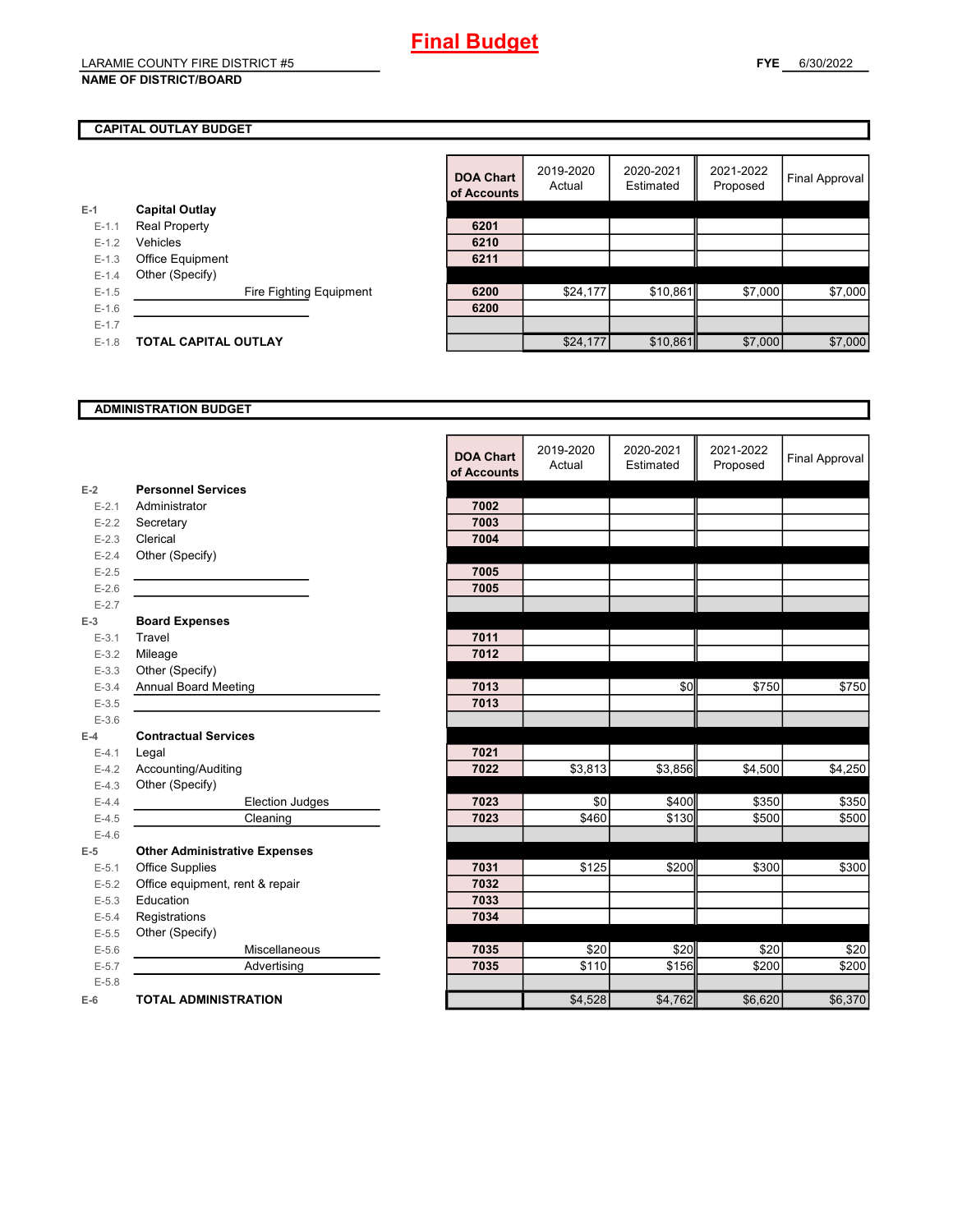# Final Budget

LARAMIE COUNTY FIRE DISTRICT #5
**NAME OF DISTRICT/BOARD**

**FYE** 6/30/2022

## CAPITAL OUTLAY BUDGET

| | | DOA Chart of Accounts | 2019-2020 Actual | 2020-2021 Estimated | 2021-2022 Proposed | Final Approval |
|---|---|---|---|---|---|---|
| E-1 | **Capital Outlay** | | | | | |
| E-1.1 | Real Property | 6201 | | | | |
| E-1.2 | Vehicles | 6210 | | | | |
| E-1.3 | Office Equipment | 6211 | | | | |
| E-1.4 | Other (Specify) | | | | | |
| E-1.5 | Fire Fighting Equipment | 6200 | $24,177 | $10,861 | $7,000 | $7,000 |
| E-1.6 | | 6200 | | | | |
| E-1.7 | | | | | | |
| E-1.8 | **TOTAL CAPITAL OUTLAY** | | $24,177 | $10,861 | $7,000 | $7,000 |

## ADMINISTRATION BUDGET

| | | DOA Chart of Accounts | 2019-2020 Actual | 2020-2021 Estimated | 2021-2022 Proposed | Final Approval |
|---|---|---|---|---|---|---|
| E-2 | **Personnel Services** | | | | | |
| E-2.1 | Administrator | 7002 | | | | |
| E-2.2 | Secretary | 7003 | | | | |
| E-2.3 | Clerical | 7004 | | | | |
| E-2.4 | Other (Specify) | | | | | |
| E-2.5 | | 7005 | | | | |
| E-2.6 | | 7005 | | | | |
| E-2.7 | | | | | | |
| E-3 | **Board Expenses** | | | | | |
| E-3.1 | Travel | 7011 | | | | |
| E-3.2 | Mileage | 7012 | | | | |
| E-3.3 | Other (Specify) | | | | | |
| E-3.4 | Annual Board Meeting | 7013 | | $0 | $750 | $750 |
| E-3.5 | | 7013 | | | | |
| E-3.6 | | | | | | |
| E-4 | **Contractual Services** | | | | | |
| E-4.1 | Legal | 7021 | | | | |
| E-4.2 | Accounting/Auditing | 7022 | $3,813 | $3,856 | $4,500 | $4,250 |
| E-4.3 | Other (Specify) | | | | | |
| E-4.4 | Election Judges | 7023 | $0 | $400 | $350 | $350 |
| E-4.5 | Cleaning | 7023 | $460 | $130 | $500 | $500 |
| E-4.6 | | | | | | |
| E-5 | **Other Administrative Expenses** | | | | | |
| E-5.1 | Office Supplies | 7031 | $125 | $200 | $300 | $300 |
| E-5.2 | Office equipment, rent & repair | 7032 | | | | |
| E-5.3 | Education | 7033 | | | | |
| E-5.4 | Registrations | 7034 | | | | |
| E-5.5 | Other (Specify) | | | | | |
| E-5.6 | Miscellaneous | 7035 | $20 | $20 | $20 | $20 |
| E-5.7 | Advertising | 7035 | $110 | $156 | $200 | $200 |
| E-5.8 | | | | | | |
| E-6 | **TOTAL ADMINISTRATION** | | $4,528 | $4,762 | $6,620 | $6,370 |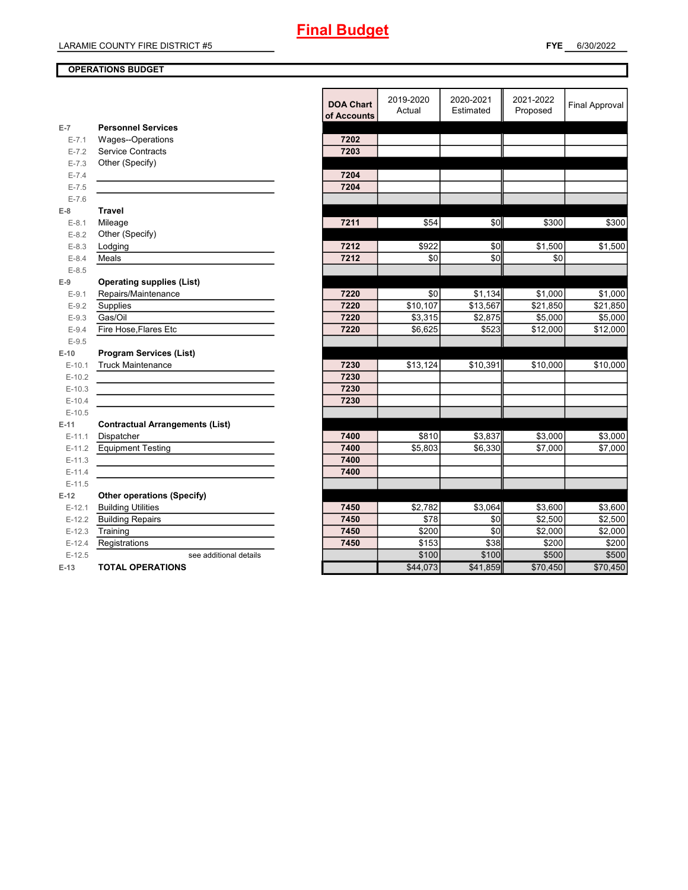# Final Budget

LARAMIE COUNTY FIRE DISTRICT #5

**FYE** 6/30/2022

**OPERATIONS BUDGET**

| | | DOA Chart of Accounts | 2019-2020 Actual | 2020-2021 Estimated | 2021-2022 Proposed | Final Approval |
|---|---|---|---|---|---|---|
| E-7 | **Personnel Services** | | | | | |
| E-7.1 | Wages--Operations | 7202 | | | | |
| E-7.2 | Service Contracts | 7203 | | | | |
| E-7.3 | Other (Specify) | | | | | |
| E-7.4 | | 7204 | | | | |
| E-7.5 | | 7204 | | | | |
| E-7.6 | | | | | | |
| E-8 | **Travel** | | | | | |
| E-8.1 | Mileage | 7211 | $54 | $0 | $300 | $300 |
| E-8.2 | Other (Specify) | | | | | |
| E-8.3 | Lodging | 7212 | $922 | $0 | $1,500 | $1,500 |
| E-8.4 | Meals | 7212 | $0 | $0 | $0 | |
| E-8.5 | | | | | | |
| E-9 | **Operating supplies (List)** | | | | | |
| E-9.1 | Repairs/Maintenance | 7220 | $0 | $1,134 | $1,000 | $1,000 |
| E-9.2 | Supplies | 7220 | $10,107 | $13,567 | $21,850 | $21,850 |
| E-9.3 | Gas/Oil | 7220 | $3,315 | $2,875 | $5,000 | $5,000 |
| E-9.4 | Fire Hose,Flares Etc | 7220 | $6,625 | $523 | $12,000 | $12,000 |
| E-9.5 | | | | | | |
| E-10 | **Program Services (List)** | | | | | |
| E-10.1 | Truck Maintenance | 7230 | $13,124 | $10,391 | $10,000 | $10,000 |
| E-10.2 | | 7230 | | | | |
| E-10.3 | | 7230 | | | | |
| E-10.4 | | 7230 | | | | |
| E-10.5 | | | | | | |
| E-11 | **Contractual Arrangements (List)** | | | | | |
| E-11.1 | Dispatcher | 7400 | $810 | $3,837 | $3,000 | $3,000 |
| E-11.2 | Equipment Testing | 7400 | $5,803 | $6,330 | $7,000 | $7,000 |
| E-11.3 | | 7400 | | | | |
| E-11.4 | | 7400 | | | | |
| E-11.5 | | | | | | |
| E-12 | **Other operations (Specify)** | | | | | |
| E-12.1 | Building Utilities | 7450 | $2,782 | $3,064 | $3,600 | $3,600 |
| E-12.2 | Building Repairs | 7450 | $78 | $0 | $2,500 | $2,500 |
| E-12.3 | Training | 7450 | $200 | $0 | $2,000 | $2,000 |
| E-12.4 | Registrations | 7450 | $153 | $38 | $200 | $200 |
| E-12.5 | see additional details | | $100 | $100 | $500 | $500 |
| E-13 | **TOTAL OPERATIONS** | | $44,073 | $41,859 | $70,450 | $70,450 |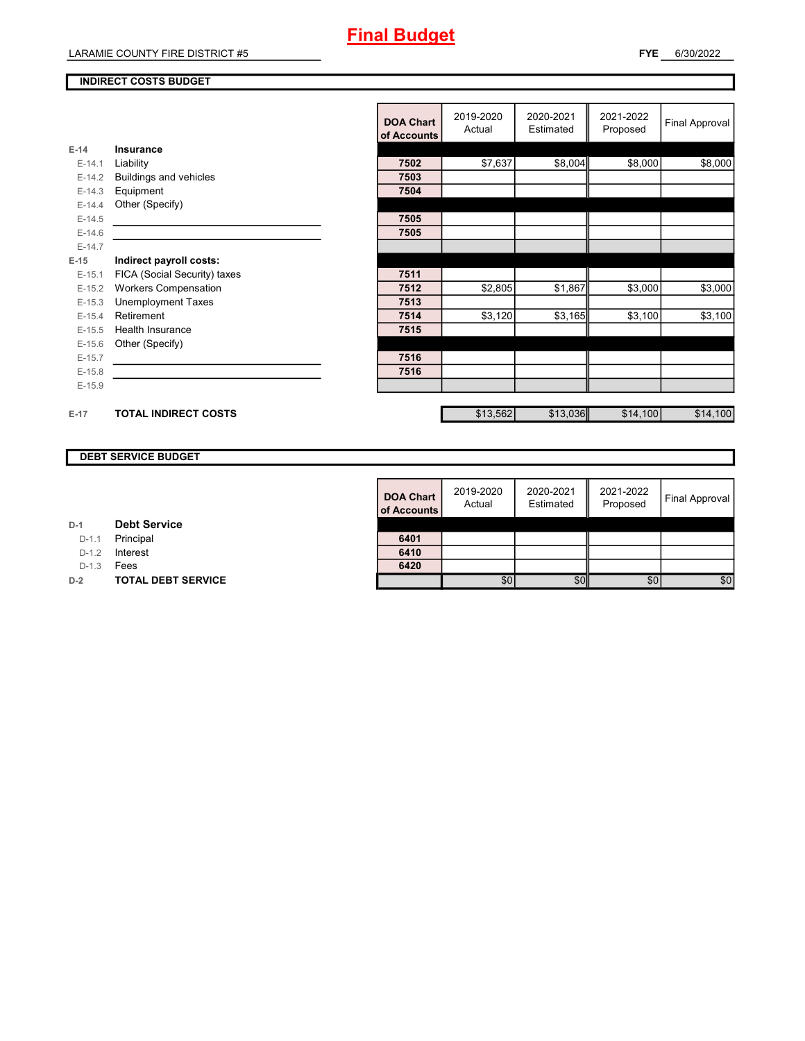# Final Budget

LARAMIE COUNTY FIRE DISTRICT #5

**FYE** 6/30/2022

## INDIRECT COSTS BUDGET

| | | DOA Chart of Accounts | 2019-2020 Actual | 2020-2021 Estimated | 2021-2022 Proposed | Final Approval |
|---|---|---|---|---|---|---|
| **E-14** | **Insurance** | | | | | |
| E-14.1 | Liability | **7502** | $7,637 | $8,004 | $8,000 | $8,000 |
| E-14.2 | Buildings and vehicles | **7503** | | | | |
| E-14.3 | Equipment | **7504** | | | | |
| E-14.4 | Other (Specify) | | | | | |
| E-14.5 | | **7505** | | | | |
| E-14.6 | | **7505** | | | | |
| E-14.7 | | | | | | |
| **E-15** | **Indirect payroll costs:** | | | | | |
| E-15.1 | FICA (Social Security) taxes | **7511** | | | | |
| E-15.2 | Workers Compensation | **7512** | $2,805 | $1,867 | $3,000 | $3,000 |
| E-15.3 | Unemployment Taxes | **7513** | | | | |
| E-15.4 | Retirement | **7514** | $3,120 | $3,165 | $3,100 | $3,100 |
| E-15.5 | Health Insurance | **7515** | | | | |
| E-15.6 | Other (Specify) | | | | | |
| E-15.7 | | **7516** | | | | |
| E-15.8 | | **7516** | | | | |
| E-15.9 | | | | | | |
| **E-17** | **TOTAL INDIRECT COSTS** | | $13,562 | $13,036 | $14,100 | $14,100 |

## DEBT SERVICE BUDGET

| | | DOA Chart of Accounts | 2019-2020 Actual | 2020-2021 Estimated | 2021-2022 Proposed | Final Approval |
|---|---|---|---|---|---|---|
| **D-1** | **Debt Service** | | | | | |
| D-1.1 | Principal | **6401** | | | | |
| D-1.2 | Interest | **6410** | | | | |
| D-1.3 | Fees | **6420** | | | | |
| **D-2** | **TOTAL DEBT SERVICE** | | $0 | $0 | $0 | $0 |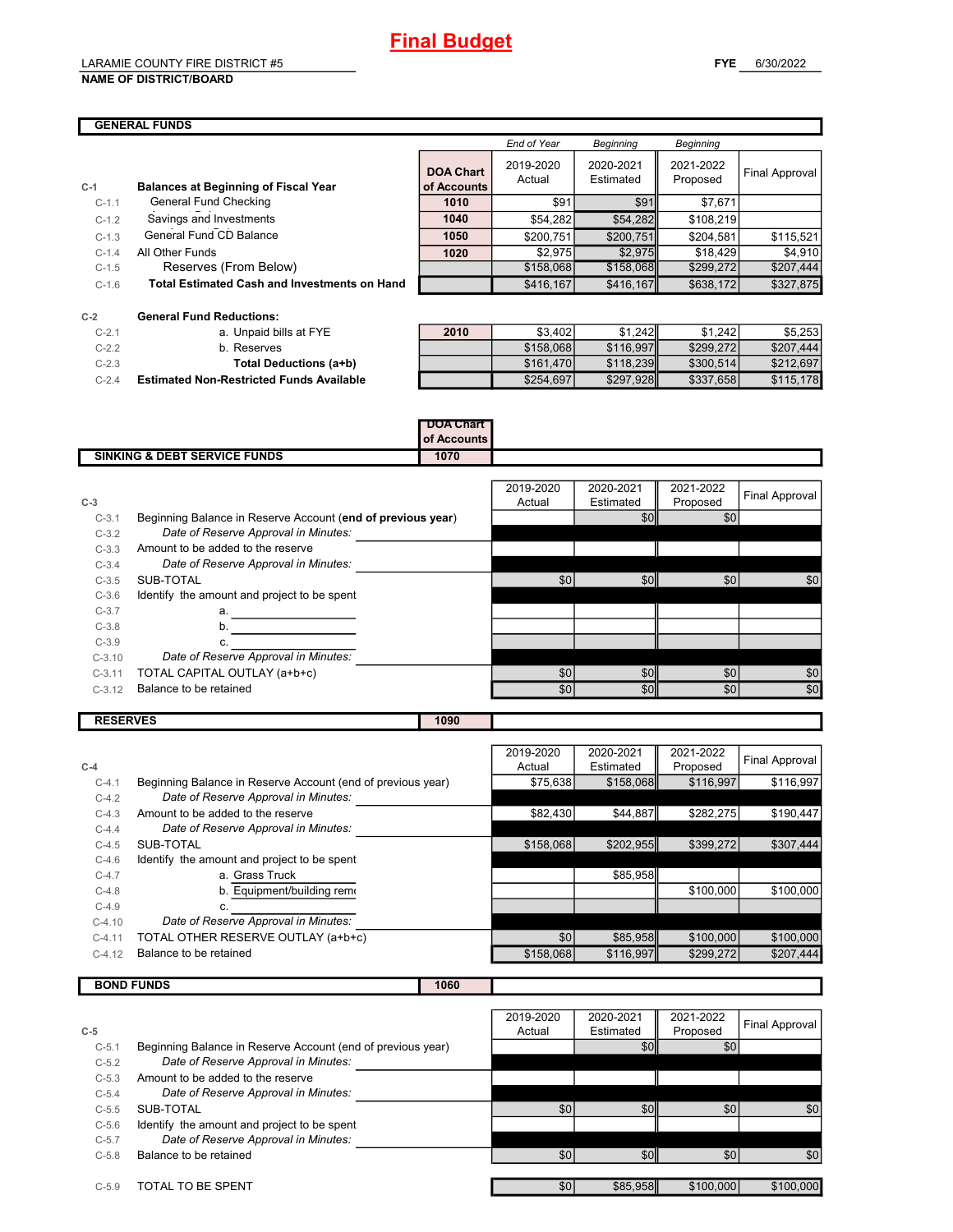# Final Budget

LARAMIE COUNTY FIRE DISTRICT #5
**NAME OF DISTRICT/BOARD**

**FYE** 6/30/2022

## GENERAL FUNDS

| | | DOA Chart of Accounts | End of Year 2019-2020 Actual | Beginning 2020-2021 Estimated | Beginning 2021-2022 Proposed | Final Approval |
|---|---|---|---|---|---|---|
| **C-1** | **Balances at Beginning of Fiscal Year** | | | | | |
| C-1.1 | General Fund Checking | **1010** | $91 | $91 | $7,671 | |
| C-1.2 | Savings and Investments | **1040** | $54,282 | $54,282 | $108,219 | |
| C-1.3 | General Fund CD Balance | **1050** | $200,751 | $200,751 | $204,581 | $115,521 |
| C-1.4 | All Other Funds | **1020** | $2,975 | $2,975 | $18,429 | $4,910 |
| C-1.5 | Reserves (From Below) | | $158,068 | $158,068 | $299,272 | $207,444 |
| C-1.6 | **Total Estimated Cash and Investments on Hand** | | $416,167 | $416,167 | $638,172 | $327,875 |
| **C-2** | **General Fund Reductions:** | | | | | |
| C-2.1 | a. Unpaid bills at FYE | **2010** | $3,402 | $1,242 | $1,242 | $5,253 |
| C-2.2 | b. Reserves | | $158,068 | $116,997 | $299,272 | $207,444 |
| C-2.3 | **Total Deductions (a+b)** | | $161,470 | $118,239 | $300,514 | $212,697 |
| C-2.4 | **Estimated Non-Restricted Funds Available** | | $254,697 | $297,928 | $337,658 | $115,178 |

## SINKING & DEBT SERVICE FUNDS

DOA Chart of Accounts: **1070**

| **C-3** | | 2019-2020 Actual | 2020-2021 Estimated | 2021-2022 Proposed | Final Approval |
|---|---|---|---|---|---|
| C-3.1 | Beginning Balance in Reserve Account (**end of previous year**) | | $0 | $0 | |
| C-3.2 | *Date of Reserve Approval in Minutes:* | | | | |
| C-3.3 | Amount to be added to the reserve | | | | |
| C-3.4 | *Date of Reserve Approval in Minutes:* | | | | |
| C-3.5 | SUB-TOTAL | $0 | $0 | $0 | $0 |
| C-3.6 | Identify the amount and project to be spent | | | | |
| C-3.7 | a. | | | | |
| C-3.8 | b. | | | | |
| C-3.9 | c. | | | | |
| C-3.10 | *Date of Reserve Approval in Minutes:* | | | | |
| C-3.11 | TOTAL CAPITAL OUTLAY (a+b+c) | $0 | $0 | $0 | $0 |
| C-3.12 | Balance to be retained | $0 | $0 | $0 | $0 |

## RESERVES

DOA Chart of Accounts: **1090**

| **C-4** | | 2019-2020 Actual | 2020-2021 Estimated | 2021-2022 Proposed | Final Approval |
|---|---|---|---|---|---|
| C-4.1 | Beginning Balance in Reserve Account (end of previous year) | $75,638 | $158,068 | $116,997 | $116,997 |
| C-4.2 | *Date of Reserve Approval in Minutes:* | | | | |
| C-4.3 | Amount to be added to the reserve | $82,430 | $44,887 | $282,275 | $190,447 |
| C-4.4 | *Date of Reserve Approval in Minutes:* | | | | |
| C-4.5 | SUB-TOTAL | $158,068 | $202,955 | $399,272 | $307,444 |
| C-4.6 | Identify the amount and project to be spent | | | | |
| C-4.7 | a. Grass Truck | | $85,958 | | |
| C-4.8 | b. Equipment/building rem | | | $100,000 | $100,000 |
| C-4.9 | c. | | | | |
| C-4.10 | *Date of Reserve Approval in Minutes:* | | | | |
| C-4.11 | TOTAL OTHER RESERVE OUTLAY (a+b+c) | $0 | $85,958 | $100,000 | $100,000 |
| C-4.12 | Balance to be retained | $158,068 | $116,997 | $299,272 | $207,444 |

## BOND FUNDS

DOA Chart of Accounts: **1060**

| **C-5** | | 2019-2020 Actual | 2020-2021 Estimated | 2021-2022 Proposed | Final Approval |
|---|---|---|---|---|---|
| C-5.1 | Beginning Balance in Reserve Account (end of previous year) | | $0 | $0 | |
| C-5.2 | *Date of Reserve Approval in Minutes:* | | | | |
| C-5.3 | Amount to be added to the reserve | | | | |
| C-5.4 | *Date of Reserve Approval in Minutes:* | | | | |
| C-5.5 | SUB-TOTAL | $0 | $0 | $0 | $0 |
| C-5.6 | Identify the amount and project to be spent | | | | |
| C-5.7 | *Date of Reserve Approval in Minutes:* | | | | |
| C-5.8 | Balance to be retained | $0 | $0 | $0 | $0 |
| C-5.9 | TOTAL TO BE SPENT | $0 | $85,958 | $100,000 | $100,000 |